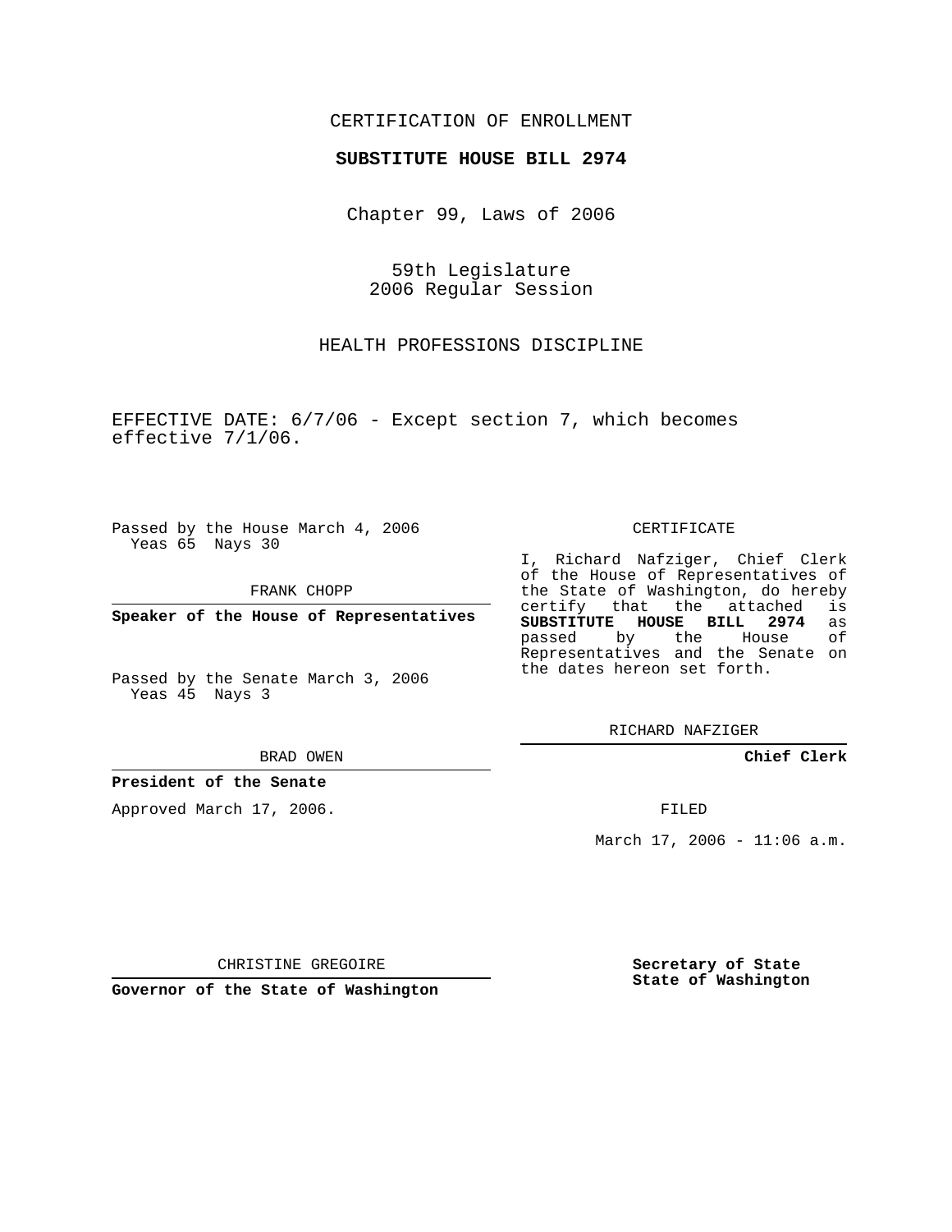CERTIFICATION OF ENROLLMENT

**SUBSTITUTE HOUSE BILL 2974**

Chapter 99, Laws of 2006

59th Legislature
2006 Regular Session

HEALTH PROFESSIONS DISCIPLINE

EFFECTIVE DATE: 6/7/06 - Except section 7, which becomes effective 7/1/06.

Passed by the House March 4, 2006
Yeas 65 Nays 30

FRANK CHOPP

**Speaker of the House of Representatives**

Passed by the Senate March 3, 2006
Yeas 45 Nays 3

BRAD OWEN

**President of the Senate**

Approved March 17, 2006.

CHRISTINE GREGOIRE

**Governor of the State of Washington**

CERTIFICATE

I, Richard Nafziger, Chief Clerk of the House of Representatives of the State of Washington, do hereby certify that the attached is **SUBSTITUTE HOUSE BILL 2974** as passed by the House of Representatives and the Senate on the dates hereon set forth.

RICHARD NAFZIGER

**Chief Clerk**

FILED

March 17, 2006 - 11:06 a.m.

**Secretary of State**
**State of Washington**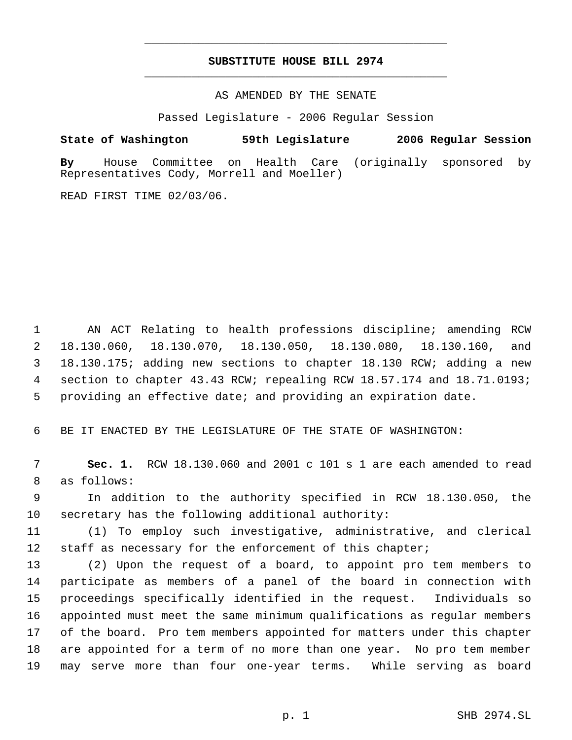**SUBSTITUTE HOUSE BILL 2974**

AS AMENDED BY THE SENATE

Passed Legislature - 2006 Regular Session

**State of Washington 59th Legislature 2006 Regular Session**

**By** House Committee on Health Care (originally sponsored by Representatives Cody, Morrell and Moeller)

READ FIRST TIME 02/03/06.

AN ACT Relating to health professions discipline; amending RCW 18.130.060, 18.130.070, 18.130.050, 18.130.080, 18.130.160, and 18.130.175; adding new sections to chapter 18.130 RCW; adding a new section to chapter 43.43 RCW; repealing RCW 18.57.174 and 18.71.0193; providing an effective date; and providing an expiration date.

BE IT ENACTED BY THE LEGISLATURE OF THE STATE OF WASHINGTON:

**Sec. 1.** RCW 18.130.060 and 2001 c 101 s 1 are each amended to read as follows:

In addition to the authority specified in RCW 18.130.050, the secretary has the following additional authority:

(1) To employ such investigative, administrative, and clerical staff as necessary for the enforcement of this chapter;

(2) Upon the request of a board, to appoint pro tem members to participate as members of a panel of the board in connection with proceedings specifically identified in the request. Individuals so appointed must meet the same minimum qualifications as regular members of the board. Pro tem members appointed for matters under this chapter are appointed for a term of no more than one year. No pro tem member may serve more than four one-year terms. While serving as board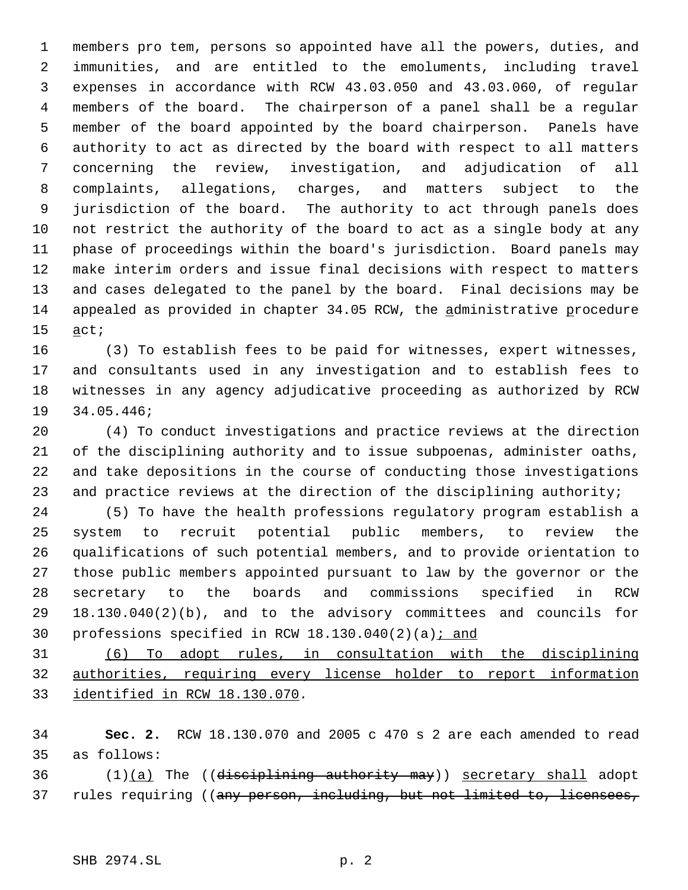members pro tem, persons so appointed have all the powers, duties, and immunities, and are entitled to the emoluments, including travel expenses in accordance with RCW 43.03.050 and 43.03.060, of regular members of the board. The chairperson of a panel shall be a regular member of the board appointed by the board chairperson. Panels have authority to act as directed by the board with respect to all matters concerning the review, investigation, and adjudication of all complaints, allegations, charges, and matters subject to the jurisdiction of the board. The authority to act through panels does not restrict the authority of the board to act as a single body at any phase of proceedings within the board's jurisdiction. Board panels may make interim orders and issue final decisions with respect to matters and cases delegated to the panel by the board. Final decisions may be appealed as provided in chapter 34.05 RCW, the <u>a</u>dministrative <u>p</u>rocedure <u>a</u>ct;

(3) To establish fees to be paid for witnesses, expert witnesses, and consultants used in any investigation and to establish fees to witnesses in any agency adjudicative proceeding as authorized by RCW 34.05.446;

(4) To conduct investigations and practice reviews at the direction of the disciplining authority and to issue subpoenas, administer oaths, and take depositions in the course of conducting those investigations and practice reviews at the direction of the disciplining authority;

(5) To have the health professions regulatory program establish a system to recruit potential public members, to review the qualifications of such potential members, and to provide orientation to those public members appointed pursuant to law by the governor or the secretary to the boards and commissions specified in RCW 18.130.040(2)(b), and to the advisory committees and councils for professions specified in RCW 18.130.040(2)(a)<u>; and</u>

<u>(6) To adopt rules, in consultation with the disciplining authorities, requiring every license holder to report information identified in RCW 18.130.070</u>.

**Sec. 2.** RCW 18.130.070 and 2005 c 470 s 2 are each amended to read as follows:

(1)<u>(a)</u> The ((~~disciplining authority may~~)) <u>secretary shall</u> adopt rules requiring ((~~any person, including, but not limited to, licensees,~~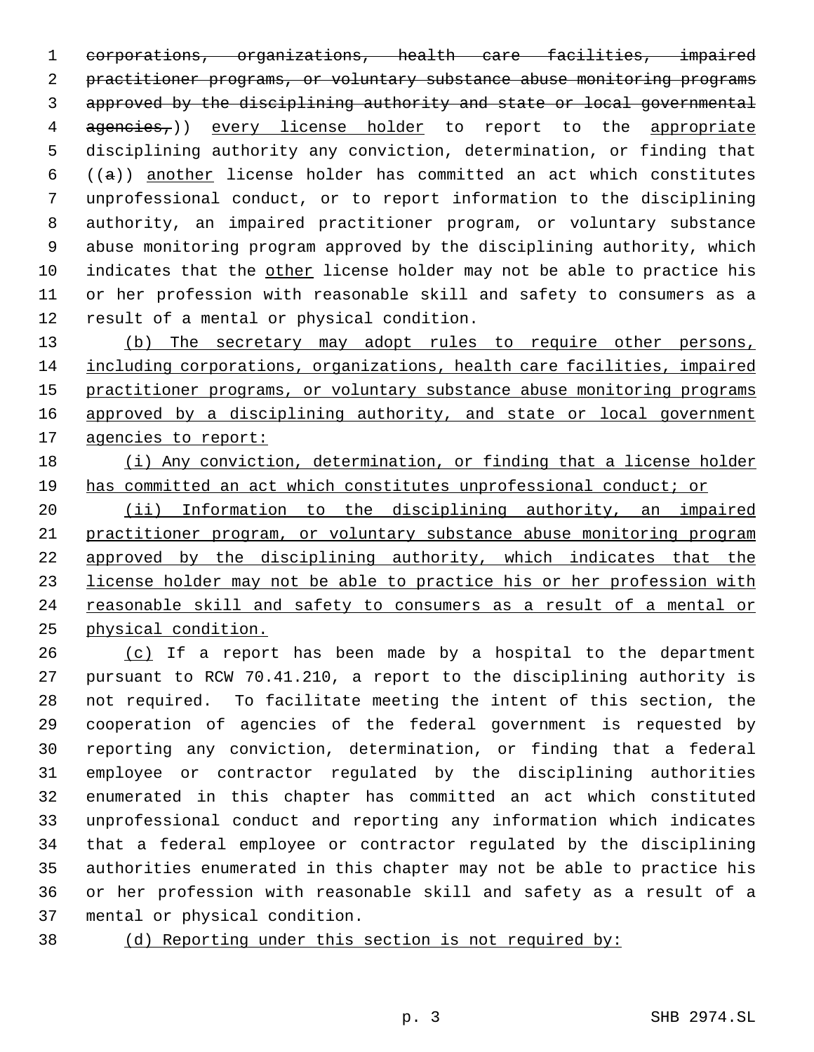~~corporations, organizations, health care facilities, impaired practitioner programs, or voluntary substance abuse monitoring programs approved by the disciplining authority and state or local governmental agencies,~~)) <u>every license holder</u> to report to the <u>appropriate</u> disciplining authority any conviction, determination, or finding that ((~~a~~)) <u>another</u> license holder has committed an act which constitutes unprofessional conduct, or to report information to the disciplining authority, an impaired practitioner program, or voluntary substance abuse monitoring program approved by the disciplining authority, which indicates that the <u>other</u> license holder may not be able to practice his or her profession with reasonable skill and safety to consumers as a result of a mental or physical condition.

<u>(b) The secretary may adopt rules to require other persons, including corporations, organizations, health care facilities, impaired practitioner programs, or voluntary substance abuse monitoring programs approved by a disciplining authority, and state or local government agencies to report:</u>

<u>(i) Any conviction, determination, or finding that a license holder has committed an act which constitutes unprofessional conduct; or</u>

<u>(ii) Information to the disciplining authority, an impaired practitioner program, or voluntary substance abuse monitoring program approved by the disciplining authority, which indicates that the license holder may not be able to practice his or her profession with reasonable skill and safety to consumers as a result of a mental or physical condition.</u>

<u>(c)</u> If a report has been made by a hospital to the department pursuant to RCW 70.41.210, a report to the disciplining authority is not required. To facilitate meeting the intent of this section, the cooperation of agencies of the federal government is requested by reporting any conviction, determination, or finding that a federal employee or contractor regulated by the disciplining authorities enumerated in this chapter has committed an act which constituted unprofessional conduct and reporting any information which indicates that a federal employee or contractor regulated by the disciplining authorities enumerated in this chapter may not be able to practice his or her profession with reasonable skill and safety as a result of a mental or physical condition.

<u>(d) Reporting under this section is not required by:</u>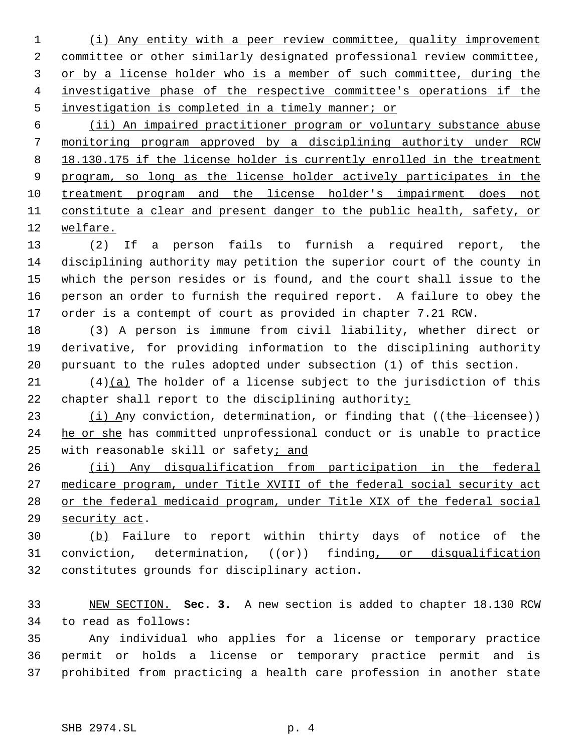(i) Any entity with a peer review committee, quality improvement committee or other similarly designated professional review committee, or by a license holder who is a member of such committee, during the investigative phase of the respective committee's operations if the investigation is completed in a timely manner; or

(ii) An impaired practitioner program or voluntary substance abuse monitoring program approved by a disciplining authority under RCW 18.130.175 if the license holder is currently enrolled in the treatment program, so long as the license holder actively participates in the treatment program and the license holder's impairment does not constitute a clear and present danger to the public health, safety, or welfare.

(2) If a person fails to furnish a required report, the disciplining authority may petition the superior court of the county in which the person resides or is found, and the court shall issue to the person an order to furnish the required report. A failure to obey the order is a contempt of court as provided in chapter 7.21 RCW.

(3) A person is immune from civil liability, whether direct or derivative, for providing information to the disciplining authority pursuant to the rules adopted under subsection (1) of this section.

(4)(a) The holder of a license subject to the jurisdiction of this chapter shall report to the disciplining authority:

(i) Any conviction, determination, or finding that ((~~the licensee~~)) he or she has committed unprofessional conduct or is unable to practice with reasonable skill or safety; and

(ii) Any disqualification from participation in the federal medicare program, under Title XVIII of the federal social security act or the federal medicaid program, under Title XIX of the federal social security act.

(b) Failure to report within thirty days of notice of the conviction, determination, ((~~or~~)) finding, or disqualification constitutes grounds for disciplinary action.

NEW SECTION. **Sec. 3.** A new section is added to chapter 18.130 RCW to read as follows:

Any individual who applies for a license or temporary practice permit or holds a license or temporary practice permit and is prohibited from practicing a health care profession in another state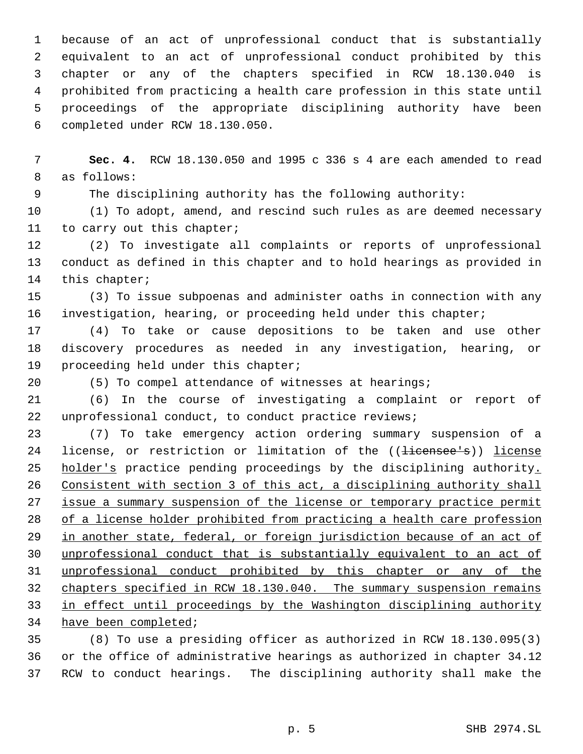because of an act of unprofessional conduct that is substantially equivalent to an act of unprofessional conduct prohibited by this chapter or any of the chapters specified in RCW 18.130.040 is prohibited from practicing a health care profession in this state until proceedings of the appropriate disciplining authority have been completed under RCW 18.130.050.

**Sec. 4.** RCW 18.130.050 and 1995 c 336 s 4 are each amended to read as follows:

The disciplining authority has the following authority:

(1) To adopt, amend, and rescind such rules as are deemed necessary to carry out this chapter;

(2) To investigate all complaints or reports of unprofessional conduct as defined in this chapter and to hold hearings as provided in this chapter;

(3) To issue subpoenas and administer oaths in connection with any investigation, hearing, or proceeding held under this chapter;

(4) To take or cause depositions to be taken and use other discovery procedures as needed in any investigation, hearing, or proceeding held under this chapter;

(5) To compel attendance of witnesses at hearings;

(6) In the course of investigating a complaint or report of unprofessional conduct, to conduct practice reviews;

(7) To take emergency action ordering summary suspension of a license, or restriction or limitation of the ((~~licensee's~~)) <u>license holder's</u> practice pending proceedings by the disciplining authority<u>. Consistent with section 3 of this act, a disciplining authority shall issue a summary suspension of the license or temporary practice permit of a license holder prohibited from practicing a health care profession in another state, federal, or foreign jurisdiction because of an act of unprofessional conduct that is substantially equivalent to an act of unprofessional conduct prohibited by this chapter or any of the chapters specified in RCW 18.130.040. The summary suspension remains in effect until proceedings by the Washington disciplining authority have been completed</u>;

(8) To use a presiding officer as authorized in RCW 18.130.095(3) or the office of administrative hearings as authorized in chapter 34.12 RCW to conduct hearings. The disciplining authority shall make the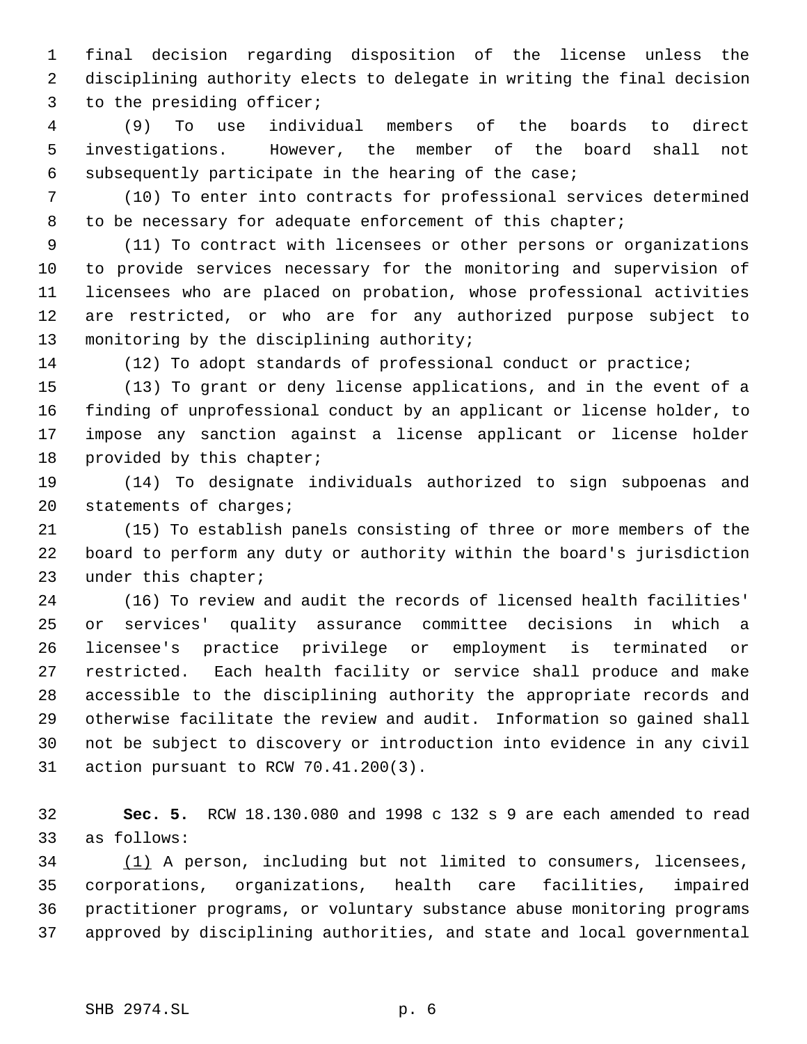final decision regarding disposition of the license unless the disciplining authority elects to delegate in writing the final decision to the presiding officer;

(9) To use individual members of the boards to direct investigations. However, the member of the board shall not subsequently participate in the hearing of the case;

(10) To enter into contracts for professional services determined to be necessary for adequate enforcement of this chapter;

(11) To contract with licensees or other persons or organizations to provide services necessary for the monitoring and supervision of licensees who are placed on probation, whose professional activities are restricted, or who are for any authorized purpose subject to monitoring by the disciplining authority;

(12) To adopt standards of professional conduct or practice;

(13) To grant or deny license applications, and in the event of a finding of unprofessional conduct by an applicant or license holder, to impose any sanction against a license applicant or license holder provided by this chapter;

(14) To designate individuals authorized to sign subpoenas and statements of charges;

(15) To establish panels consisting of three or more members of the board to perform any duty or authority within the board's jurisdiction under this chapter;

(16) To review and audit the records of licensed health facilities' or services' quality assurance committee decisions in which a licensee's practice privilege or employment is terminated or restricted. Each health facility or service shall produce and make accessible to the disciplining authority the appropriate records and otherwise facilitate the review and audit. Information so gained shall not be subject to discovery or introduction into evidence in any civil action pursuant to RCW 70.41.200(3).

**Sec. 5.** RCW 18.130.080 and 1998 c 132 s 9 are each amended to read as follows:

(1) A person, including but not limited to consumers, licensees, corporations, organizations, health care facilities, impaired practitioner programs, or voluntary substance abuse monitoring programs approved by disciplining authorities, and state and local governmental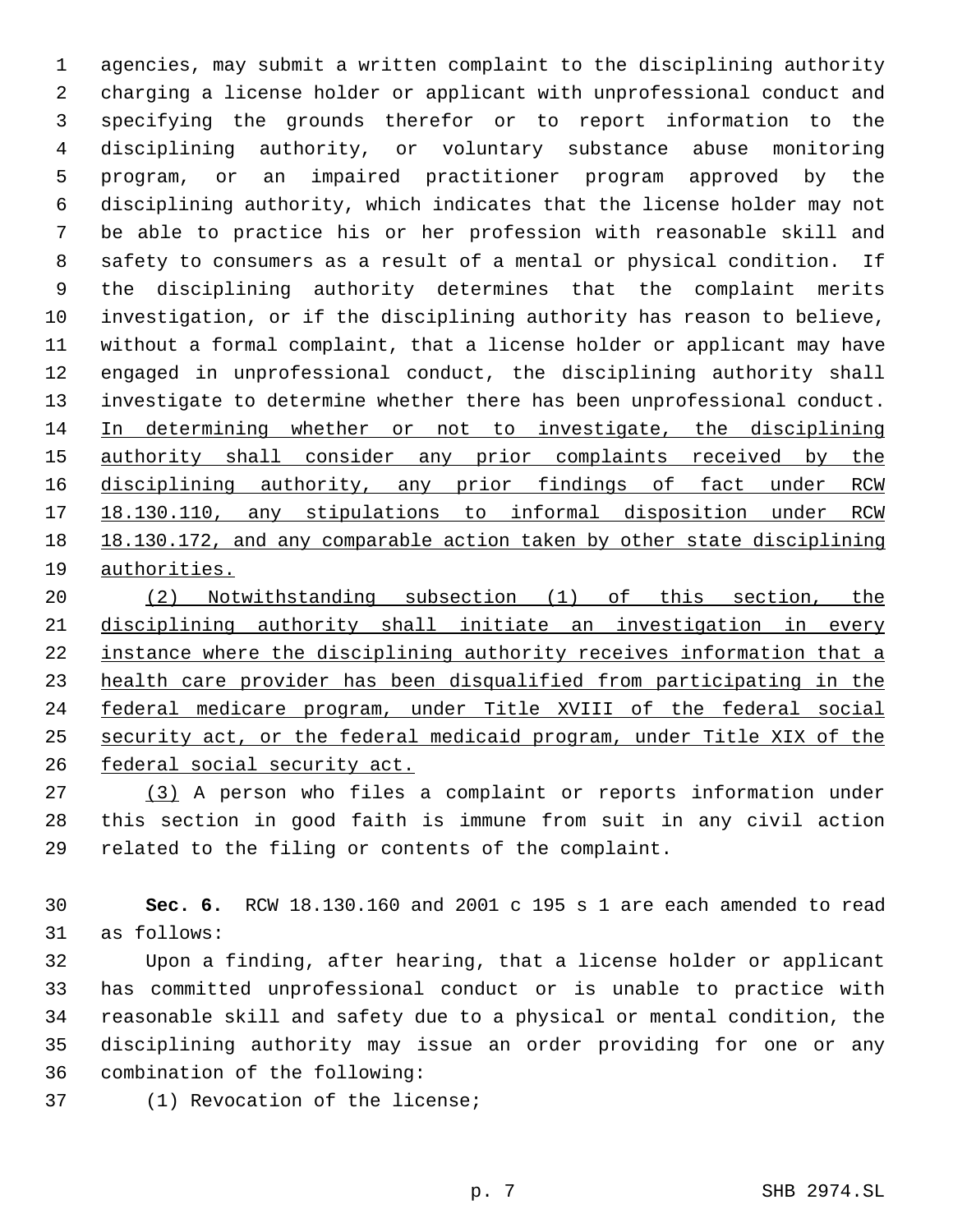agencies, may submit a written complaint to the disciplining authority charging a license holder or applicant with unprofessional conduct and specifying the grounds therefor or to report information to the disciplining authority, or voluntary substance abuse monitoring program, or an impaired practitioner program approved by the disciplining authority, which indicates that the license holder may not be able to practice his or her profession with reasonable skill and safety to consumers as a result of a mental or physical condition. If the disciplining authority determines that the complaint merits investigation, or if the disciplining authority has reason to believe, without a formal complaint, that a license holder or applicant may have engaged in unprofessional conduct, the disciplining authority shall investigate to determine whether there has been unprofessional conduct. <u>In determining whether or not to investigate, the disciplining authority shall consider any prior complaints received by the disciplining authority, any prior findings of fact under RCW 18.130.110, any stipulations to informal disposition under RCW 18.130.172, and any comparable action taken by other state disciplining authorities.</u>

<u>(2) Notwithstanding subsection (1) of this section, the disciplining authority shall initiate an investigation in every instance where the disciplining authority receives information that a health care provider has been disqualified from participating in the federal medicare program, under Title XVIII of the federal social security act, or the federal medicaid program, under Title XIX of the federal social security act.</u>

<u>(3)</u> A person who files a complaint or reports information under this section in good faith is immune from suit in any civil action related to the filing or contents of the complaint.

**Sec. 6.** RCW 18.130.160 and 2001 c 195 s 1 are each amended to read as follows:

Upon a finding, after hearing, that a license holder or applicant has committed unprofessional conduct or is unable to practice with reasonable skill and safety due to a physical or mental condition, the disciplining authority may issue an order providing for one or any combination of the following:

(1) Revocation of the license;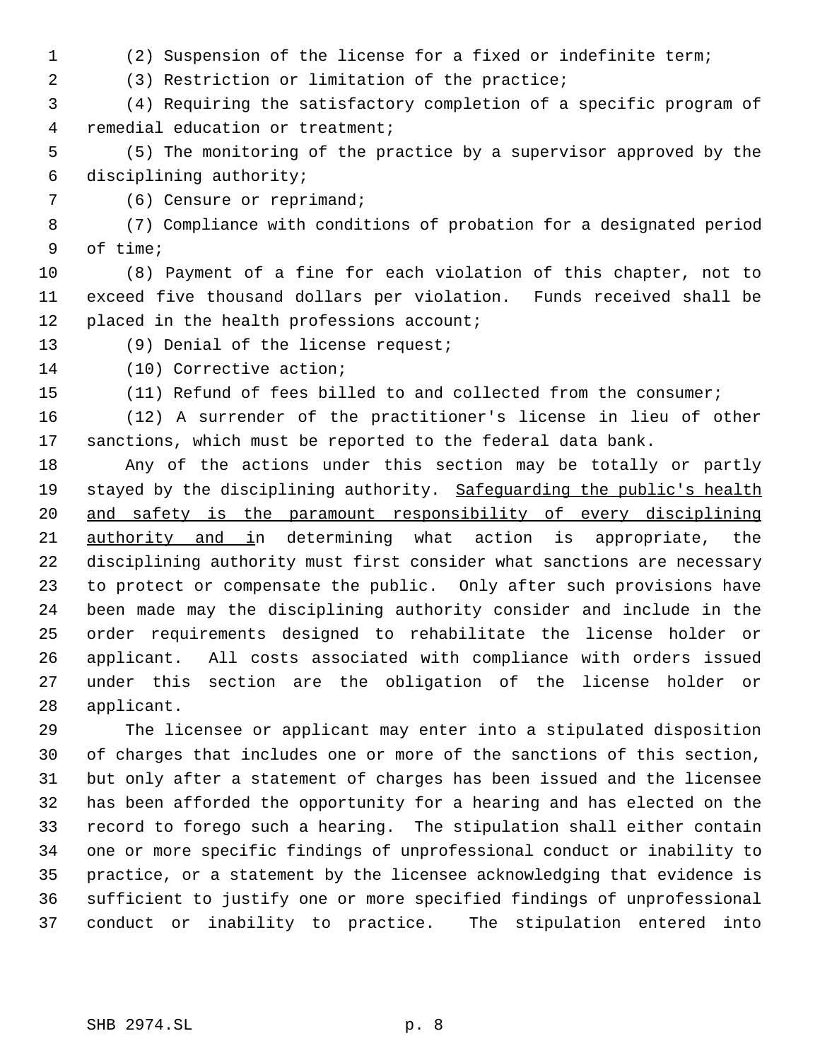(2) Suspension of the license for a fixed or indefinite term;

(3) Restriction or limitation of the practice;

(4) Requiring the satisfactory completion of a specific program of remedial education or treatment;

(5) The monitoring of the practice by a supervisor approved by the disciplining authority;

(6) Censure or reprimand;

(7) Compliance with conditions of probation for a designated period of time;

(8) Payment of a fine for each violation of this chapter, not to exceed five thousand dollars per violation. Funds received shall be placed in the health professions account;

(9) Denial of the license request;

(10) Corrective action;

(11) Refund of fees billed to and collected from the consumer;

(12) A surrender of the practitioner's license in lieu of other sanctions, which must be reported to the federal data bank.

Any of the actions under this section may be totally or partly stayed by the disciplining authority. <u>Safeguarding the public's health and safety is the paramount responsibility of every disciplining authority and i</u>n determining what action is appropriate, the disciplining authority must first consider what sanctions are necessary to protect or compensate the public. Only after such provisions have been made may the disciplining authority consider and include in the order requirements designed to rehabilitate the license holder or applicant. All costs associated with compliance with orders issued under this section are the obligation of the license holder or applicant.

The licensee or applicant may enter into a stipulated disposition of charges that includes one or more of the sanctions of this section, but only after a statement of charges has been issued and the licensee has been afforded the opportunity for a hearing and has elected on the record to forego such a hearing. The stipulation shall either contain one or more specific findings of unprofessional conduct or inability to practice, or a statement by the licensee acknowledging that evidence is sufficient to justify one or more specified findings of unprofessional conduct or inability to practice. The stipulation entered into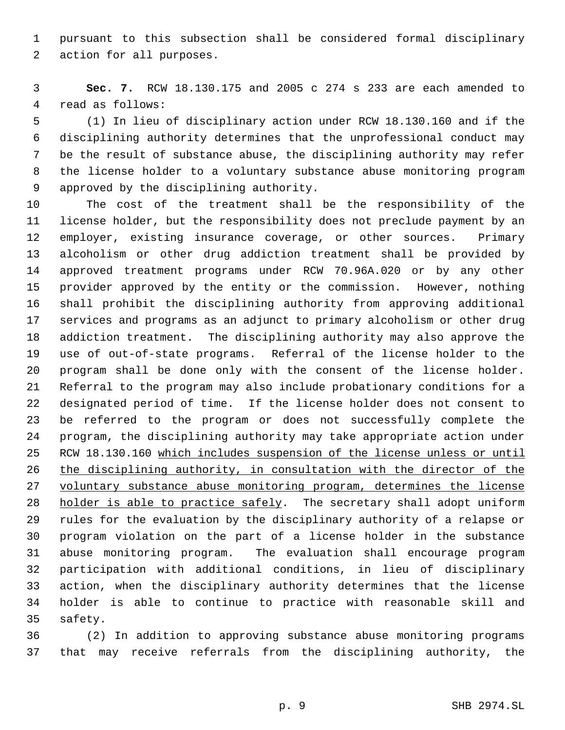pursuant to this subsection shall be considered formal disciplinary action for all purposes.

**Sec. 7.** RCW 18.130.175 and 2005 c 274 s 233 are each amended to read as follows:

(1) In lieu of disciplinary action under RCW 18.130.160 and if the disciplining authority determines that the unprofessional conduct may be the result of substance abuse, the disciplining authority may refer the license holder to a voluntary substance abuse monitoring program approved by the disciplining authority.

The cost of the treatment shall be the responsibility of the license holder, but the responsibility does not preclude payment by an employer, existing insurance coverage, or other sources. Primary alcoholism or other drug addiction treatment shall be provided by approved treatment programs under RCW 70.96A.020 or by any other provider approved by the entity or the commission. However, nothing shall prohibit the disciplining authority from approving additional services and programs as an adjunct to primary alcoholism or other drug addiction treatment. The disciplining authority may also approve the use of out-of-state programs. Referral of the license holder to the program shall be done only with the consent of the license holder. Referral to the program may also include probationary conditions for a designated period of time. If the license holder does not consent to be referred to the program or does not successfully complete the program, the disciplining authority may take appropriate action under RCW 18.130.160 <u>which includes suspension of the license unless or until the disciplining authority, in consultation with the director of the voluntary substance abuse monitoring program, determines the license holder is able to practice safely</u>. The secretary shall adopt uniform rules for the evaluation by the disciplinary authority of a relapse or program violation on the part of a license holder in the substance abuse monitoring program. The evaluation shall encourage program participation with additional conditions, in lieu of disciplinary action, when the disciplinary authority determines that the license holder is able to continue to practice with reasonable skill and safety.

(2) In addition to approving substance abuse monitoring programs that may receive referrals from the disciplining authority, the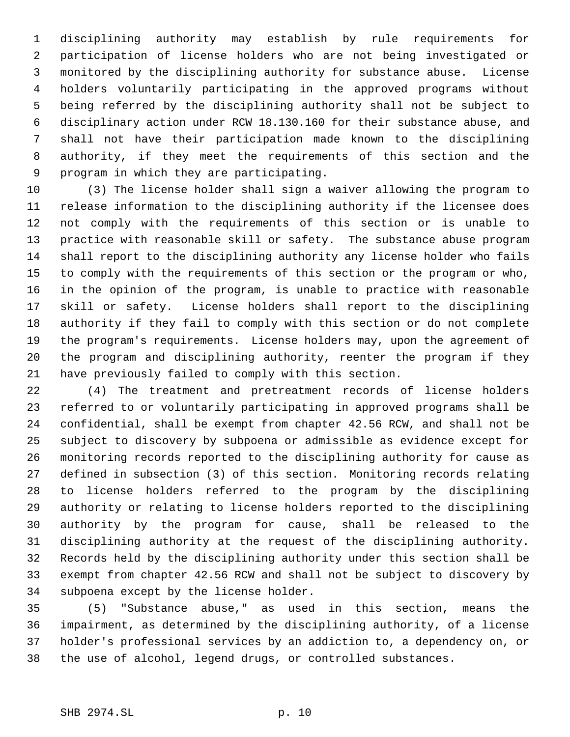disciplining authority may establish by rule requirements for participation of license holders who are not being investigated or monitored by the disciplining authority for substance abuse. License holders voluntarily participating in the approved programs without being referred by the disciplining authority shall not be subject to disciplinary action under RCW 18.130.160 for their substance abuse, and shall not have their participation made known to the disciplining authority, if they meet the requirements of this section and the program in which they are participating.

(3) The license holder shall sign a waiver allowing the program to release information to the disciplining authority if the licensee does not comply with the requirements of this section or is unable to practice with reasonable skill or safety. The substance abuse program shall report to the disciplining authority any license holder who fails to comply with the requirements of this section or the program or who, in the opinion of the program, is unable to practice with reasonable skill or safety. License holders shall report to the disciplining authority if they fail to comply with this section or do not complete the program's requirements. License holders may, upon the agreement of the program and disciplining authority, reenter the program if they have previously failed to comply with this section.

(4) The treatment and pretreatment records of license holders referred to or voluntarily participating in approved programs shall be confidential, shall be exempt from chapter 42.56 RCW, and shall not be subject to discovery by subpoena or admissible as evidence except for monitoring records reported to the disciplining authority for cause as defined in subsection (3) of this section. Monitoring records relating to license holders referred to the program by the disciplining authority or relating to license holders reported to the disciplining authority by the program for cause, shall be released to the disciplining authority at the request of the disciplining authority. Records held by the disciplining authority under this section shall be exempt from chapter 42.56 RCW and shall not be subject to discovery by subpoena except by the license holder.

(5) "Substance abuse," as used in this section, means the impairment, as determined by the disciplining authority, of a license holder's professional services by an addiction to, a dependency on, or the use of alcohol, legend drugs, or controlled substances.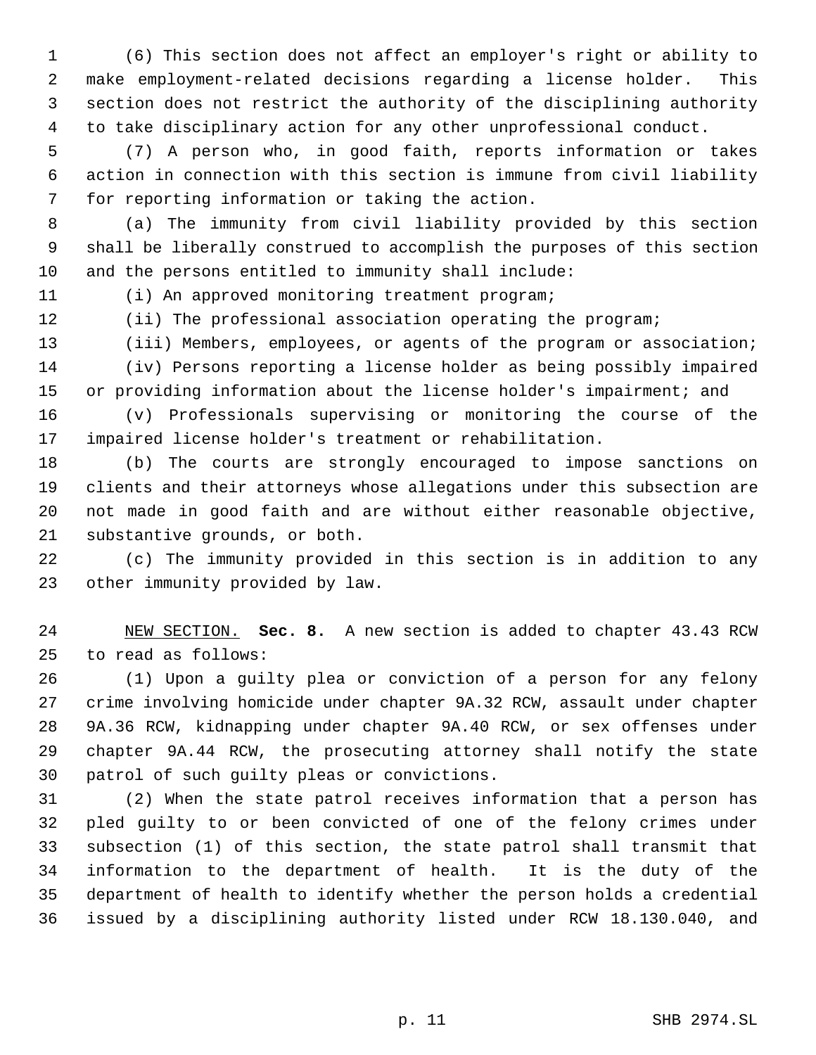(6) This section does not affect an employer's right or ability to make employment-related decisions regarding a license holder. This section does not restrict the authority of the disciplining authority to take disciplinary action for any other unprofessional conduct.

(7) A person who, in good faith, reports information or takes action in connection with this section is immune from civil liability for reporting information or taking the action.

(a) The immunity from civil liability provided by this section shall be liberally construed to accomplish the purposes of this section and the persons entitled to immunity shall include:

(i) An approved monitoring treatment program;

(ii) The professional association operating the program;

(iii) Members, employees, or agents of the program or association;

(iv) Persons reporting a license holder as being possibly impaired or providing information about the license holder's impairment; and

(v) Professionals supervising or monitoring the course of the impaired license holder's treatment or rehabilitation.

(b) The courts are strongly encouraged to impose sanctions on clients and their attorneys whose allegations under this subsection are not made in good faith and are without either reasonable objective, substantive grounds, or both.

(c) The immunity provided in this section is in addition to any other immunity provided by law.

NEW SECTION. **Sec. 8.** A new section is added to chapter 43.43 RCW to read as follows:

(1) Upon a guilty plea or conviction of a person for any felony crime involving homicide under chapter 9A.32 RCW, assault under chapter 9A.36 RCW, kidnapping under chapter 9A.40 RCW, or sex offenses under chapter 9A.44 RCW, the prosecuting attorney shall notify the state patrol of such guilty pleas or convictions.

(2) When the state patrol receives information that a person has pled guilty to or been convicted of one of the felony crimes under subsection (1) of this section, the state patrol shall transmit that information to the department of health. It is the duty of the department of health to identify whether the person holds a credential issued by a disciplining authority listed under RCW 18.130.040, and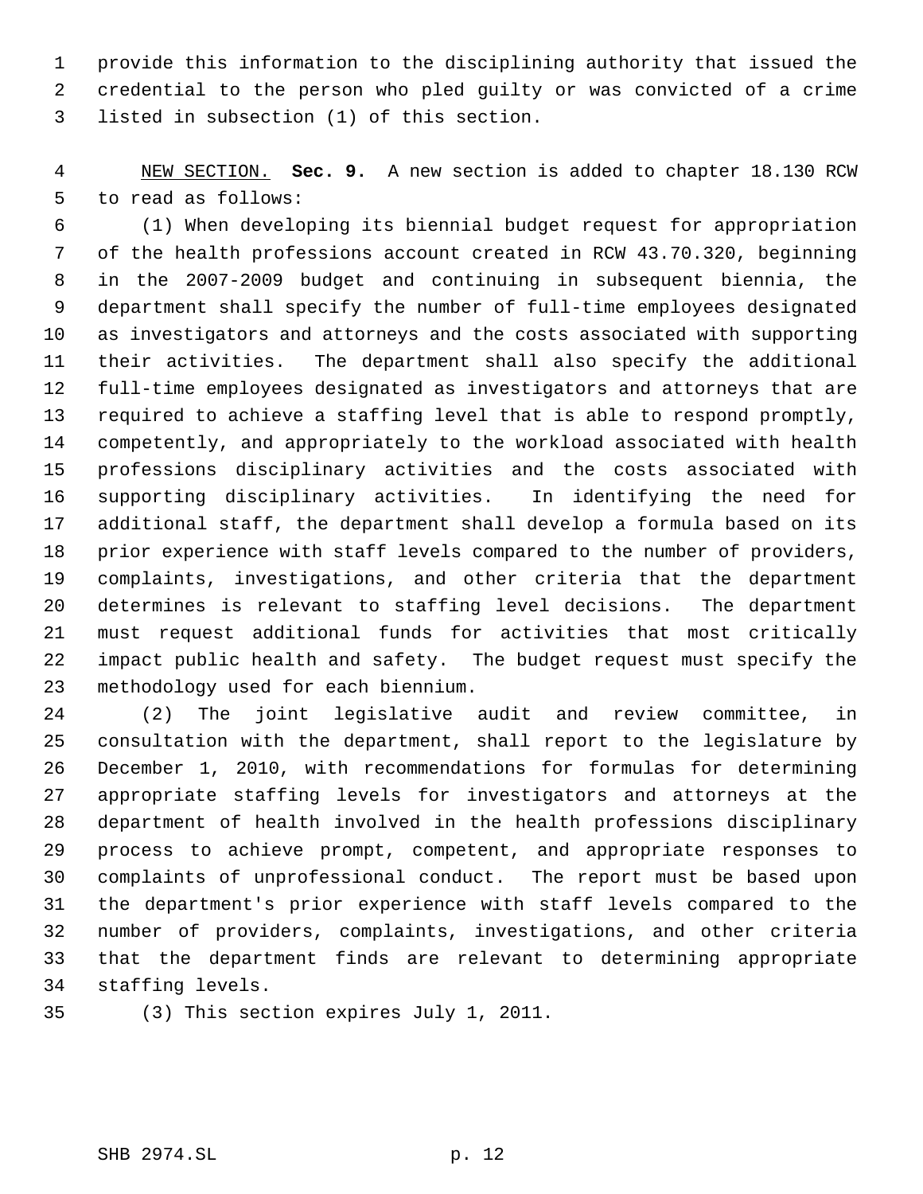provide this information to the disciplining authority that issued the credential to the person who pled guilty or was convicted of a crime listed in subsection (1) of this section.

NEW SECTION. **Sec. 9.** A new section is added to chapter 18.130 RCW to read as follows:

(1) When developing its biennial budget request for appropriation of the health professions account created in RCW 43.70.320, beginning in the 2007-2009 budget and continuing in subsequent biennia, the department shall specify the number of full-time employees designated as investigators and attorneys and the costs associated with supporting their activities. The department shall also specify the additional full-time employees designated as investigators and attorneys that are required to achieve a staffing level that is able to respond promptly, competently, and appropriately to the workload associated with health professions disciplinary activities and the costs associated with supporting disciplinary activities. In identifying the need for additional staff, the department shall develop a formula based on its prior experience with staff levels compared to the number of providers, complaints, investigations, and other criteria that the department determines is relevant to staffing level decisions. The department must request additional funds for activities that most critically impact public health and safety. The budget request must specify the methodology used for each biennium.

(2) The joint legislative audit and review committee, in consultation with the department, shall report to the legislature by December 1, 2010, with recommendations for formulas for determining appropriate staffing levels for investigators and attorneys at the department of health involved in the health professions disciplinary process to achieve prompt, competent, and appropriate responses to complaints of unprofessional conduct. The report must be based upon the department's prior experience with staff levels compared to the number of providers, complaints, investigations, and other criteria that the department finds are relevant to determining appropriate staffing levels.

(3) This section expires July 1, 2011.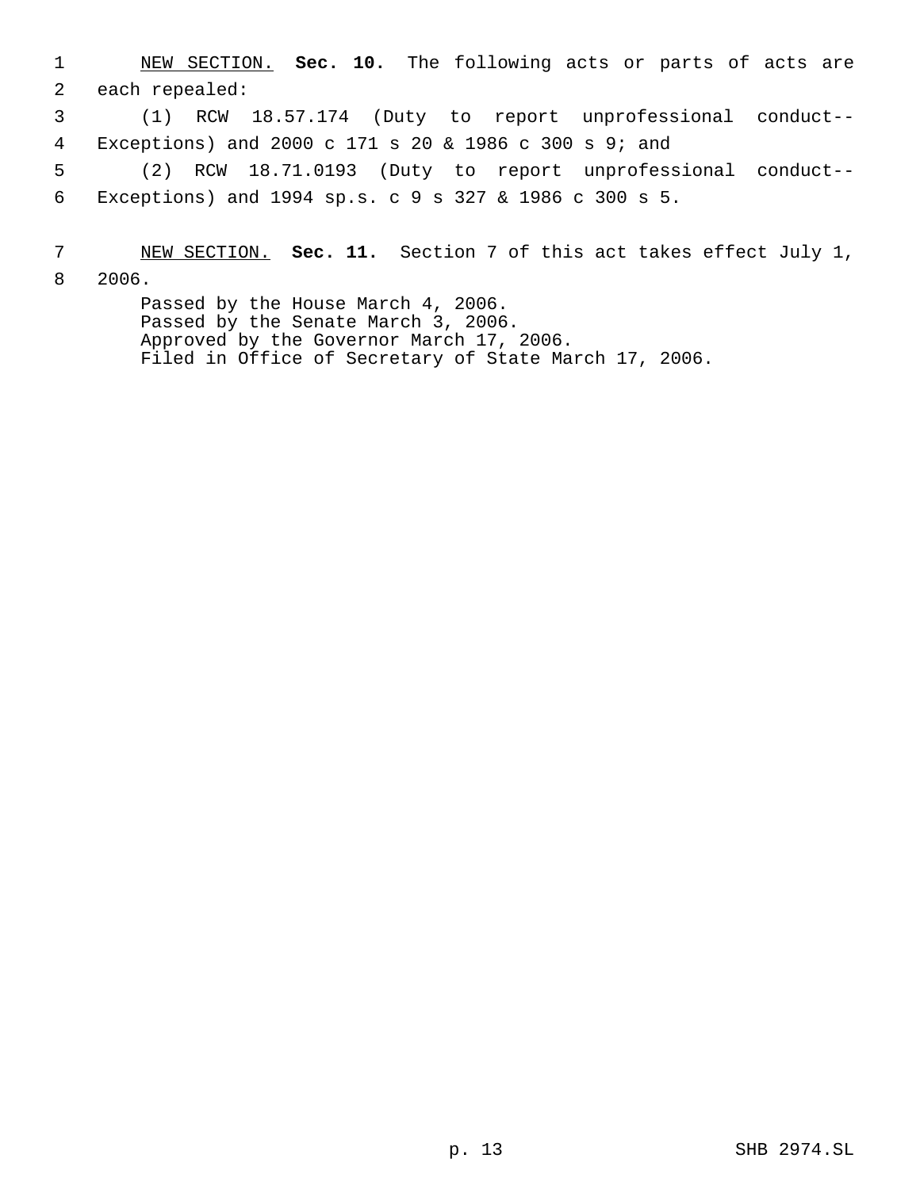NEW SECTION. **Sec. 10.** The following acts or parts of acts are each repealed:

(1) RCW 18.57.174 (Duty to report unprofessional conduct--Exceptions) and 2000 c 171 s 20 & 1986 c 300 s 9; and

(2) RCW 18.71.0193 (Duty to report unprofessional conduct--Exceptions) and 1994 sp.s. c 9 s 327 & 1986 c 300 s 5.

NEW SECTION. **Sec. 11.** Section 7 of this act takes effect July 1, 2006.

Passed by the House March 4, 2006.
Passed by the Senate March 3, 2006.
Approved by the Governor March 17, 2006.
Filed in Office of Secretary of State March 17, 2006.